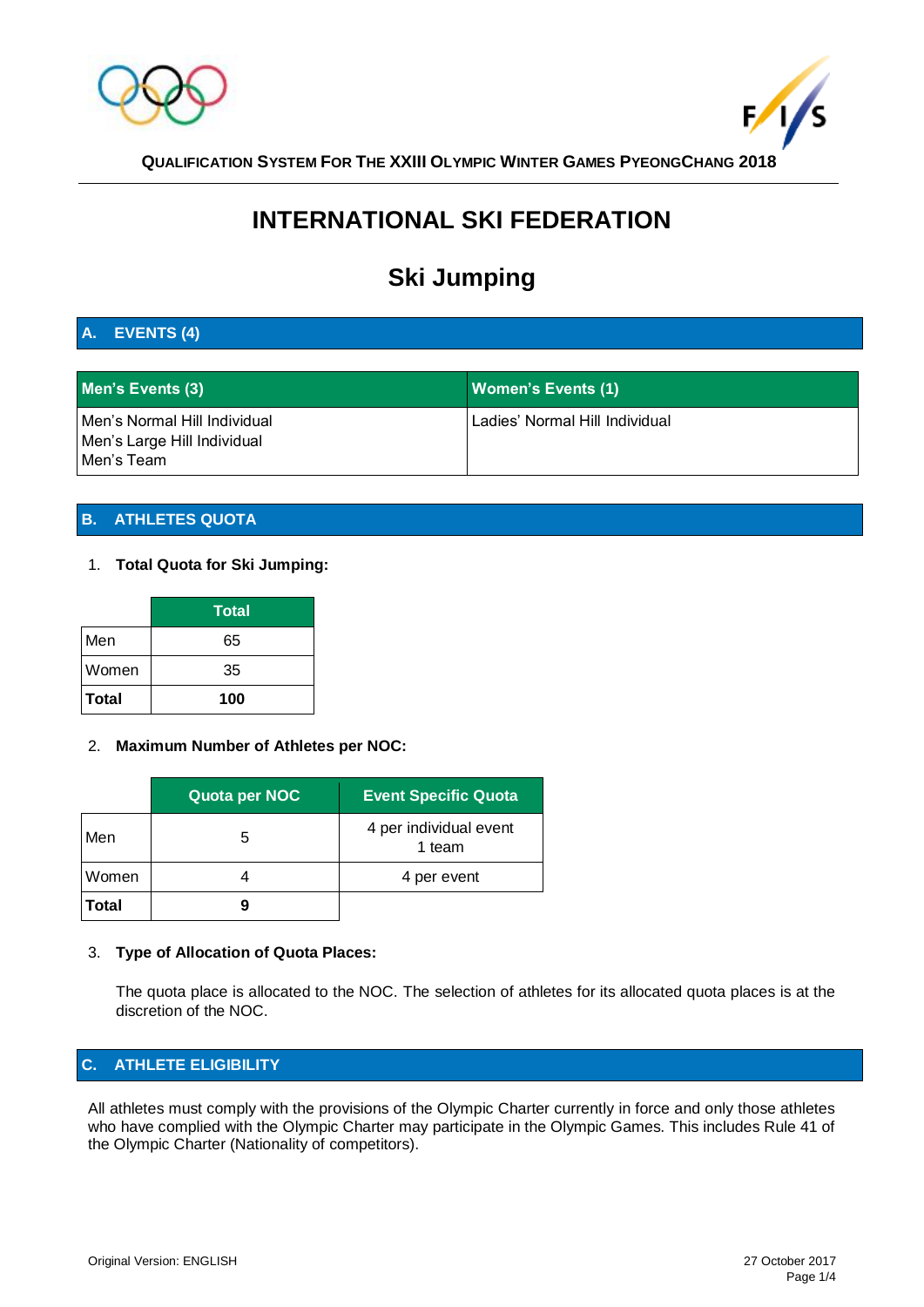QUALIFICATION SYSTEM FOR THE XXIII OLYMPIC WINTER GAMES PYEONGCHANG 2018

# INTERNATIONAL SKI FEDERATION

## Ski Jumping

### A. EVENTS (4)

| Men's Events (3) | Women's Events (1) |
|---|---|
| Men's Normal Hill Individual<br>Men's Large Hill Individual<br>Men's Team | Ladies' Normal Hill Individual |

### B. ATHLETES QUOTA

1. **Total Quota for Ski Jumping:**

| | Total |
|---|---|
| Men | 65 |
| Women | 35 |
| **Total** | **100** |

2. **Maximum Number of Athletes per NOC:**

| | Quota per NOC | Event Specific Quota |
|---|---|---|
| Men | 5 | 4 per individual event<br>1 team |
| Women | 4 | 4 per event |
| **Total** | **9** | |

3. **Type of Allocation of Quota Places:**

   The quota place is allocated to the NOC. The selection of athletes for its allocated quota places is at the discretion of the NOC.

### C. ATHLETE ELIGIBILITY

All athletes must comply with the provisions of the Olympic Charter currently in force and only those athletes who have complied with the Olympic Charter may participate in the Olympic Games. This includes Rule 41 of the Olympic Charter (Nationality of competitors).

Original Version: ENGLISH

27 October 2017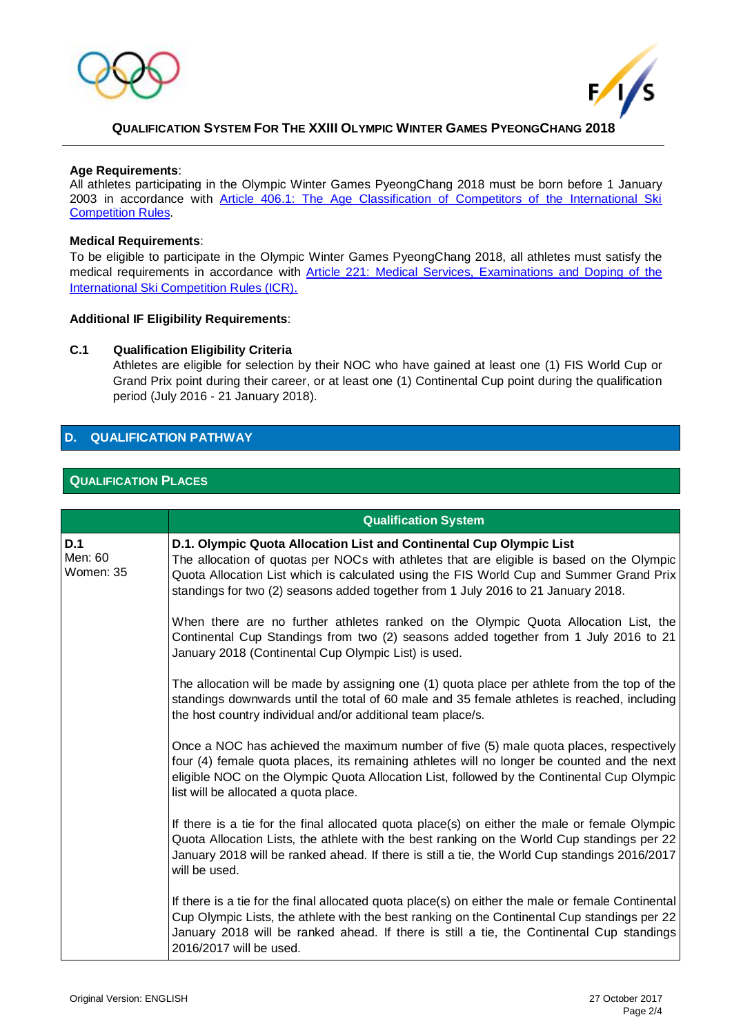**Age Requirements**:
All athletes participating in the Olympic Winter Games PyeongChang 2018 must be born before 1 January 2003 in accordance with [Article 406.1: The Age Classification of Competitors of the International Ski Competition Rules](#).

**Medical Requirements**:
To be eligible to participate in the Olympic Winter Games PyeongChang 2018, all athletes must satisfy the medical requirements in accordance with [Article 221: Medical Services, Examinations and Doping of the International Ski Competition Rules (ICR).](#)

**Additional IF Eligibility Requirements**:

**C.1 Qualification Eligibility Criteria**

Athletes are eligible for selection by their NOC who have gained at least one (1) FIS World Cup or Grand Prix point during their career, or at least one (1) Continental Cup point during the qualification period (July 2016 - 21 January 2018).

## D. QUALIFICATION PATHWAY

### QUALIFICATION PLACES

| | Qualification System |
|---|---|
| **D.1**<br>Men: 60<br>Women: 35 | **D.1. Olympic Quota Allocation List and Continental Cup Olympic List**<br>The allocation of quotas per NOCs with athletes that are eligible is based on the Olympic Quota Allocation List which is calculated using the FIS World Cup and Summer Grand Prix standings for two (2) seasons added together from 1 July 2016 to 21 January 2018.<br><br>When there are no further athletes ranked on the Olympic Quota Allocation List, the Continental Cup Standings from two (2) seasons added together from 1 July 2016 to 21 January 2018 (Continental Cup Olympic List) is used.<br><br>The allocation will be made by assigning one (1) quota place per athlete from the top of the standings downwards until the total of 60 male and 35 female athletes is reached, including the host country individual and/or additional team place/s.<br><br>Once a NOC has achieved the maximum number of five (5) male quota places, respectively four (4) female quota places, its remaining athletes will no longer be counted and the next eligible NOC on the Olympic Quota Allocation List, followed by the Continental Cup Olympic list will be allocated a quota place.<br><br>If there is a tie for the final allocated quota place(s) on either the male or female Olympic Quota Allocation Lists, the athlete with the best ranking on the World Cup standings per 22 January 2018 will be ranked ahead. If there is still a tie, the World Cup standings 2016/2017 will be used.<br><br>If there is a tie for the final allocated quota place(s) on either the male or female Continental Cup Olympic Lists, the athlete with the best ranking on the Continental Cup standings per 22 January 2018 will be ranked ahead. If there is still a tie, the Continental Cup standings 2016/2017 will be used. |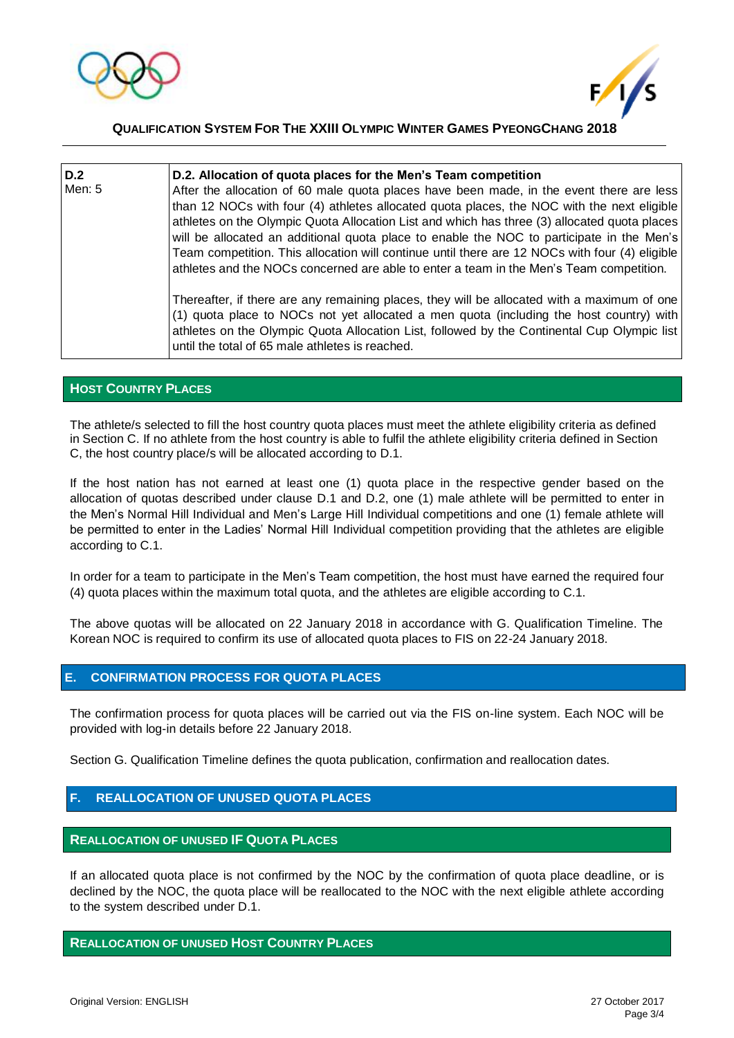| D.2<br>Men: 5 | **D.2. Allocation of quota places for the Men's Team competition**<br>After the allocation of 60 male quota places have been made, in the event there are less than 12 NOCs with four (4) athletes allocated quota places, the NOC with the next eligible athletes on the Olympic Quota Allocation List and which has three (3) allocated quota places will be allocated an additional quota place to enable the NOC to participate in the Men's Team competition. This allocation will continue until there are 12 NOCs with four (4) eligible athletes and the NOCs concerned are able to enter a team in the Men's Team competition.<br><br>Thereafter, if there are any remaining places, they will be allocated with a maximum of one (1) quota place to NOCs not yet allocated a men quota (including the host country) with athletes on the Olympic Quota Allocation List, followed by the Continental Cup Olympic list until the total of 65 male athletes is reached. |
|---|---|

## HOST COUNTRY PLACES

The athlete/s selected to fill the host country quota places must meet the athlete eligibility criteria as defined in Section C. If no athlete from the host country is able to fulfil the athlete eligibility criteria defined in Section C, the host country place/s will be allocated according to D.1.

If the host nation has not earned at least one (1) quota place in the respective gender based on the allocation of quotas described under clause D.1 and D.2, one (1) male athlete will be permitted to enter in the Men's Normal Hill Individual and Men's Large Hill Individual competitions and one (1) female athlete will be permitted to enter in the Ladies' Normal Hill Individual competition providing that the athletes are eligible according to C.1.

In order for a team to participate in the Men's Team competition, the host must have earned the required four (4) quota places within the maximum total quota, and the athletes are eligible according to C.1.

The above quotas will be allocated on 22 January 2018 in accordance with G. Qualification Timeline. The Korean NOC is required to confirm its use of allocated quota places to FIS on 22-24 January 2018.

# E. CONFIRMATION PROCESS FOR QUOTA PLACES

The confirmation process for quota places will be carried out via the FIS on-line system. Each NOC will be provided with log-in details before 22 January 2018.

Section G. Qualification Timeline defines the quota publication, confirmation and reallocation dates.

# F. REALLOCATION OF UNUSED QUOTA PLACES

## REALLOCATION OF UNUSED IF QUOTA PLACES

If an allocated quota place is not confirmed by the NOC by the confirmation of quota place deadline, or is declined by the NOC, the quota place will be reallocated to the NOC with the next eligible athlete according to the system described under D.1.

## REALLOCATION OF UNUSED HOST COUNTRY PLACES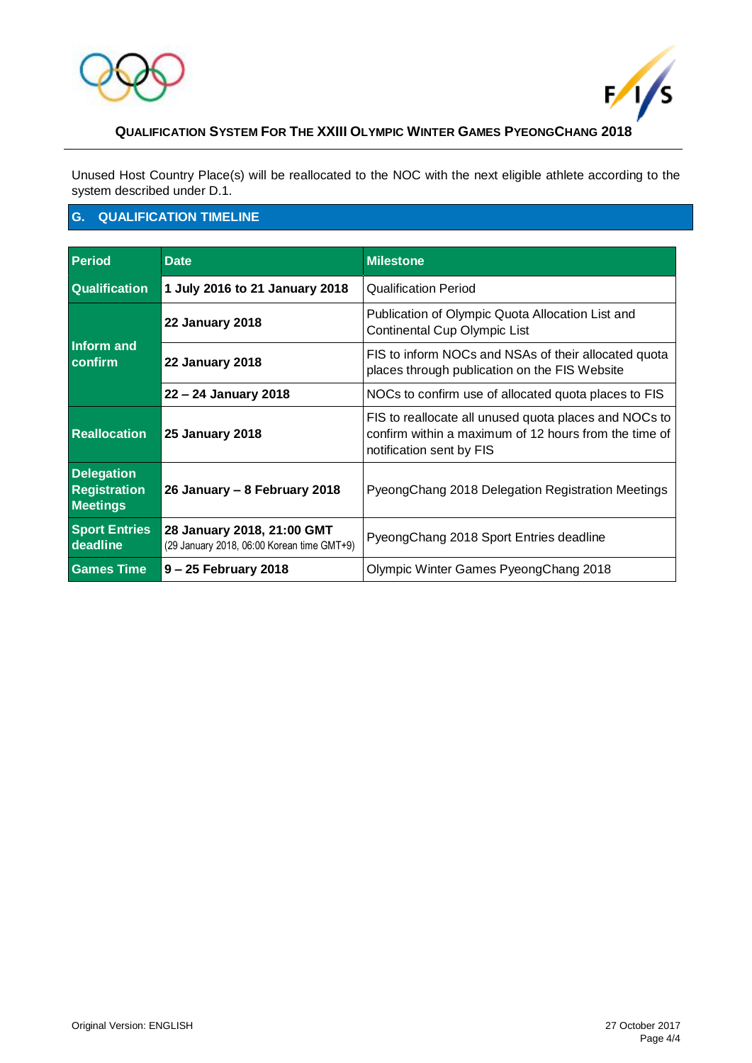Unused Host Country Place(s) will be reallocated to the NOC with the next eligible athlete according to the system described under D.1.

## G. QUALIFICATION TIMELINE

| Period | Date | Milestone |
|---|---|---|
| **Qualification** | **1 July 2016 to 21 January 2018** | Qualification Period |
| **Inform and confirm** | **22 January 2018** | Publication of Olympic Quota Allocation List and Continental Cup Olympic List |
| | **22 January 2018** | FIS to inform NOCs and NSAs of their allocated quota places through publication on the FIS Website |
| | **22 – 24 January 2018** | NOCs to confirm use of allocated quota places to FIS |
| **Reallocation** | **25 January 2018** | FIS to reallocate all unused quota places and NOCs to confirm within a maximum of 12 hours from the time of notification sent by FIS |
| **Delegation Registration Meetings** | **26 January – 8 February 2018** | PyeongChang 2018 Delegation Registration Meetings |
| **Sport Entries deadline** | **28 January 2018, 21:00 GMT** (29 January 2018, 06:00 Korean time GMT+9) | PyeongChang 2018 Sport Entries deadline |
| **Games Time** | **9 – 25 February 2018** | Olympic Winter Games PyeongChang 2018 |

Original Version: ENGLISH

27 October 2017